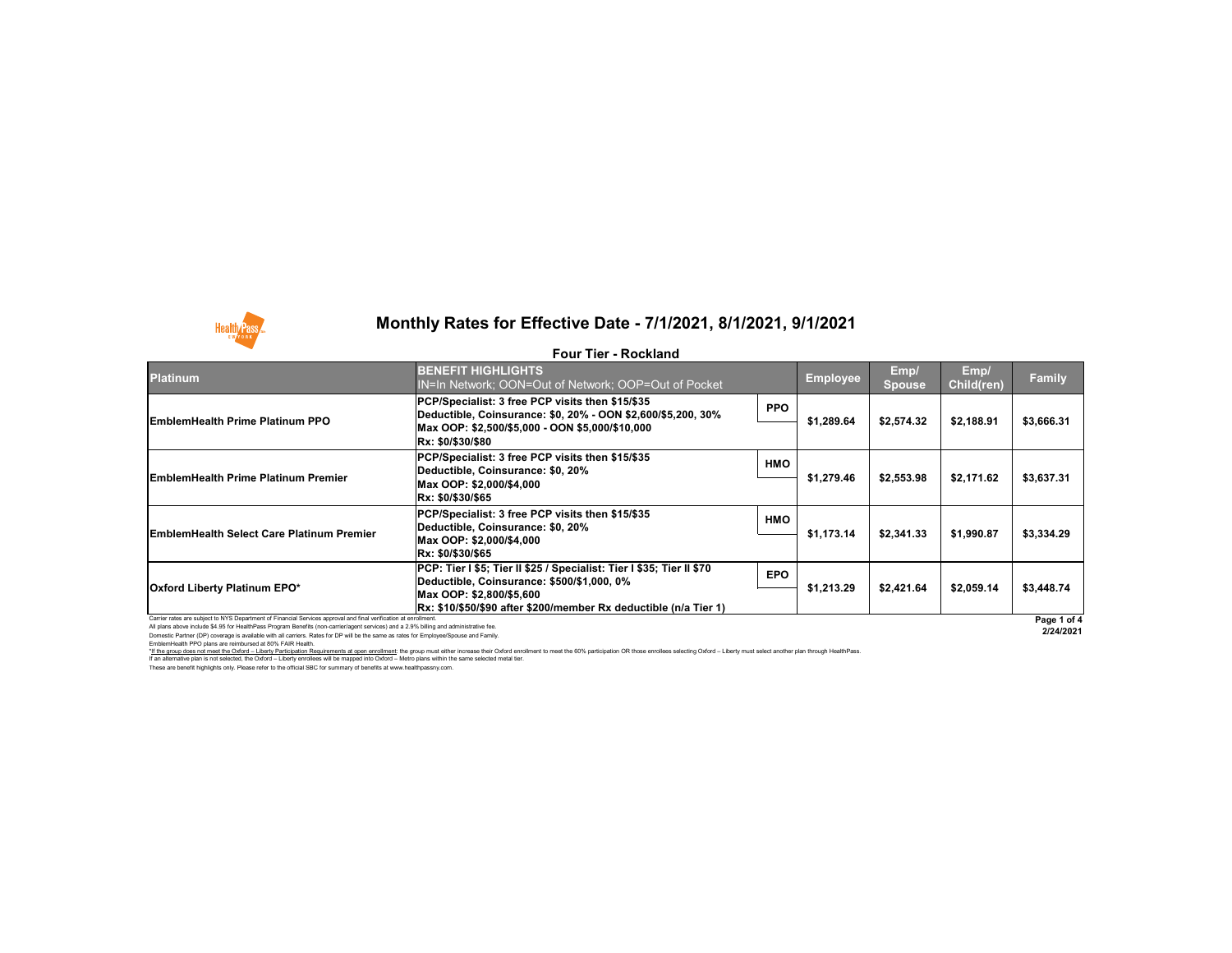# Monthly Rates for Effective Date - 7/1/2021, 8/1/2021, 9/1/2021

## Four Tier - Rockland

| Platinum | BENEFIT HIGHLIGHTS<br>IN=In Network; OON=Out of Network; OOP=Out of Pocket | | Employee | Emp/ Spouse | Emp/ Child(ren) | Family |
|---|---|---|---|---|---|---|
| EmblemHealth Prime Platinum PPO | PCP/Specialist: 3 free PCP visits then $15/$35<br>Deductible, Coinsurance: $0, 20% - OON $2,600/$5,200, 30%<br>Max OOP: $2,500/$5,000 - OON $5,000/$10,000<br>Rx: $0/$30/$80 | PPO | $1,289.64 | $2,574.32 | $2,188.91 | $3,666.31 |
| EmblemHealth Prime Platinum Premier | PCP/Specialist: 3 free PCP visits then $15/$35<br>Deductible, Coinsurance: $0, 20%<br>Max OOP: $2,000/$4,000<br>Rx: $0/$30/$65 | HMO | $1,279.46 | $2,553.98 | $2,171.62 | $3,637.31 |
| EmblemHealth Select Care Platinum Premier | PCP/Specialist: 3 free PCP visits then $15/$35<br>Deductible, Coinsurance: $0, 20%<br>Max OOP: $2,000/$4,000<br>Rx: $0/$30/$65 | HMO | $1,173.14 | $2,341.33 | $1,990.87 | $3,334.29 |
| Oxford Liberty Platinum EPO* | PCP: Tier I $5; Tier II $25 / Specialist: Tier I $35; Tier II $70<br>Deductible, Coinsurance: $500/$1,000, 0%<br>Max OOP: $2,800/$5,600<br>Rx: $10/$50/$90 after $200/member Rx deductible (n/a Tier 1) | EPO | $1,213.29 | $2,421.64 | $2,059.14 | $3,448.74 |

Carrier rates are subject to NYS Department of Financial Services approval and final verification at enrollment.

All plans above include $4.95 for HealthPass Program Benefits (non-carrier/agent services) and a 2.9% billing and administrative fee.

Domestic Partner (DP) coverage is available with all carriers. Rates for DP will be the same as rates for Employee/Spouse and Family.

EmblemHealth PPO plans are reimbursed at 80% FAIR Health.

*If the group does not meet the Oxford – Liberty Participation Requirements at open enrollment: the group must either increase their Oxford enrollment to meet the 60% participation OR those enrollees selecting Oxford – Liberty must select another plan through HealthPass.

If an alternative plan is not selected, the Oxford – Liberty enrollees will be mapped into Oxford – Metro plans within the same selected metal tier.

These are benefit highlights only. Please refer to the official SBC for summary of benefits at www.healthpassny.com.

2/24/2021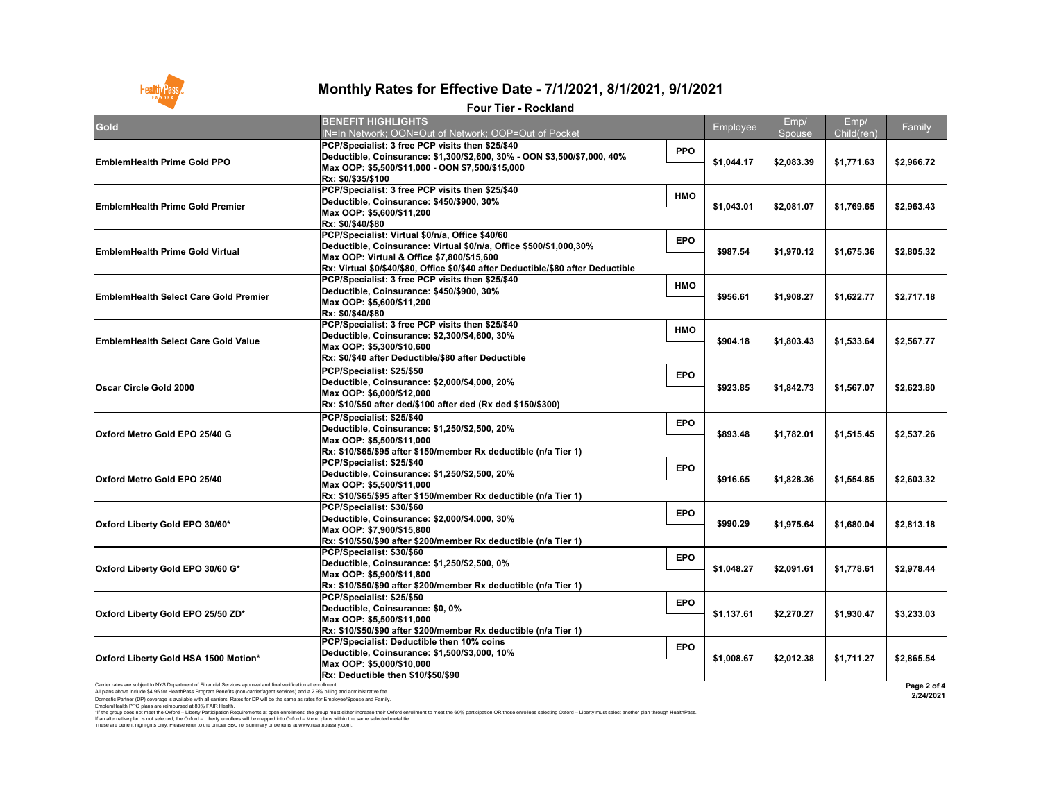# Monthly Rates for Effective Date - 7/1/2021, 8/1/2021, 9/1/2021

## Four Tier - Rockland

| Gold | BENEFIT HIGHLIGHTS<br>IN=In Network; OON=Out of Network; OOP=Out of Pocket | | Employee | Emp/ Spouse | Emp/ Child(ren) | Family |
|---|---|---|---|---|---|---|
| EmblemHealth Prime Gold PPO | PCP/Specialist: 3 free PCP visits then $25/$40<br>Deductible, Coinsurance: $1,300/$2,600, 30% - OON $3,500/$7,000, 40%<br>Max OOP: $5,500/$11,000 - OON $7,500/$15,000<br>Rx: $0/$35/$100 | PPO | $1,044.17 | $2,083.39 | $1,771.63 | $2,966.72 |
| EmblemHealth Prime Gold Premier | PCP/Specialist: 3 free PCP visits then $25/$40<br>Deductible, Coinsurance: $450/$900, 30%<br>Max OOP: $5,600/$11,200<br>Rx: $0/$40/$80 | HMO | $1,043.01 | $2,081.07 | $1,769.65 | $2,963.43 |
| EmblemHealth Prime Gold Virtual | PCP/Specialist: Virtual $0/n/a, Office $40/60<br>Deductible, Coinsurance: Virtual $0/n/a, Office $500/$1,000,30%<br>Max OOP: Virtual & Office $7,800/$15,600<br>Rx: Virtual $0/$40/$80, Office $0/$40 after Deductible/$80 after Deductible | EPO | $987.54 | $1,970.12 | $1,675.36 | $2,805.32 |
| EmblemHealth Select Care Gold Premier | PCP/Specialist: 3 free PCP visits then $25/$40<br>Deductible, Coinsurance: $450/$900, 30%<br>Max OOP: $5,600/$11,200<br>Rx: $0/$40/$80 | HMO | $956.61 | $1,908.27 | $1,622.77 | $2,717.18 |
| EmblemHealth Select Care Gold Value | PCP/Specialist: 3 free PCP visits then $25/$40<br>Deductible, Coinsurance: $2,300/$4,600, 30%<br>Max OOP: $5,300/$10,600<br>Rx: $0/$40 after Deductible/$80 after Deductible | HMO | $904.18 | $1,803.43 | $1,533.64 | $2,567.77 |
| Oscar Circle Gold 2000 | PCP/Specialist: $25/$50<br>Deductible, Coinsurance: $2,000/$4,000, 20%<br>Max OOP: $6,000/$12,000<br>Rx: $10/$50 after ded/$100 after ded (Rx ded $150/$300) | EPO | $923.85 | $1,842.73 | $1,567.07 | $2,623.80 |
| Oxford Metro Gold EPO 25/40 G | PCP/Specialist: $25/$40<br>Deductible, Coinsurance: $1,250/$2,500, 20%<br>Max OOP: $5,500/$11,000<br>Rx: $10/$65/$95 after $150/member Rx deductible (n/a Tier 1) | EPO | $893.48 | $1,782.01 | $1,515.45 | $2,537.26 |
| Oxford Metro Gold EPO 25/40 | PCP/Specialist: $25/$40<br>Deductible, Coinsurance: $1,250/$2,500, 20%<br>Max OOP: $5,500/$11,000<br>Rx: $10/$65/$95 after $150/member Rx deductible (n/a Tier 1) | EPO | $916.65 | $1,828.36 | $1,554.85 | $2,603.32 |
| Oxford Liberty Gold EPO 30/60* | PCP/Specialist: $30/$60<br>Deductible, Coinsurance: $2,000/$4,000, 30%<br>Max OOP: $7,900/$15,800<br>Rx: $10/$50/$90 after $200/member Rx deductible (n/a Tier 1) | EPO | $990.29 | $1,975.64 | $1,680.04 | $2,813.18 |
| Oxford Liberty Gold EPO 30/60 G* | PCP/Specialist: $30/$60<br>Deductible, Coinsurance: $1,250/$2,500, 0%<br>Max OOP: $5,900/$11,800<br>Rx: $10/$50/$90 after $200/member Rx deductible (n/a Tier 1) | EPO | $1,048.27 | $2,091.61 | $1,778.61 | $2,978.44 |
| Oxford Liberty Gold EPO 25/50 ZD* | PCP/Specialist: $25/$50<br>Deductible, Coinsurance: $0, 0%<br>Max OOP: $5,500/$11,000<br>Rx: $10/$50/$90 after $200/member Rx deductible (n/a Tier 1) | EPO | $1,137.61 | $2,270.27 | $1,930.47 | $3,233.03 |
| Oxford Liberty Gold HSA 1500 Motion* | PCP/Specialist: Deductible then 10% coins<br>Deductible, Coinsurance: $1,500/$3,000, 10%<br>Max OOP: $5,000/$10,000<br>Rx: Deductible then $10/$50/$90 | EPO | $1,008.67 | $2,012.38 | $1,711.27 | $2,865.54 |

Carrier rates are subject to NYS Department of Financial Services approval and final verification at enrollment.
All plans above include $4.95 for HealthPass Program Benefits (non-carrier/agent services) and a 2.9% billing and administrative fee.
Domestic Partner (DP) coverage is available with all carriers. Rates for DP will be the same as rates for Employee/Spouse and Family.
EmblemHealth PPO plans are reimbursed at 80% FAIR Health.
*If the group does not meet the Oxford – Liberty Participation Requirements at open enrollment: the group must either increase their Oxford enrollment to meet the 60% participation OR those enrollees selecting Oxford – Liberty must select another plan through HealthPass.
If an alternative plan is not selected, the Oxford – Liberty enrollees will be mapped into Oxford – Metro plans within the same selected metal tier.
These are benefit highlights only. Please refer to the official SBC for summary of benefits at www.healthpassny.com.

2/24/2021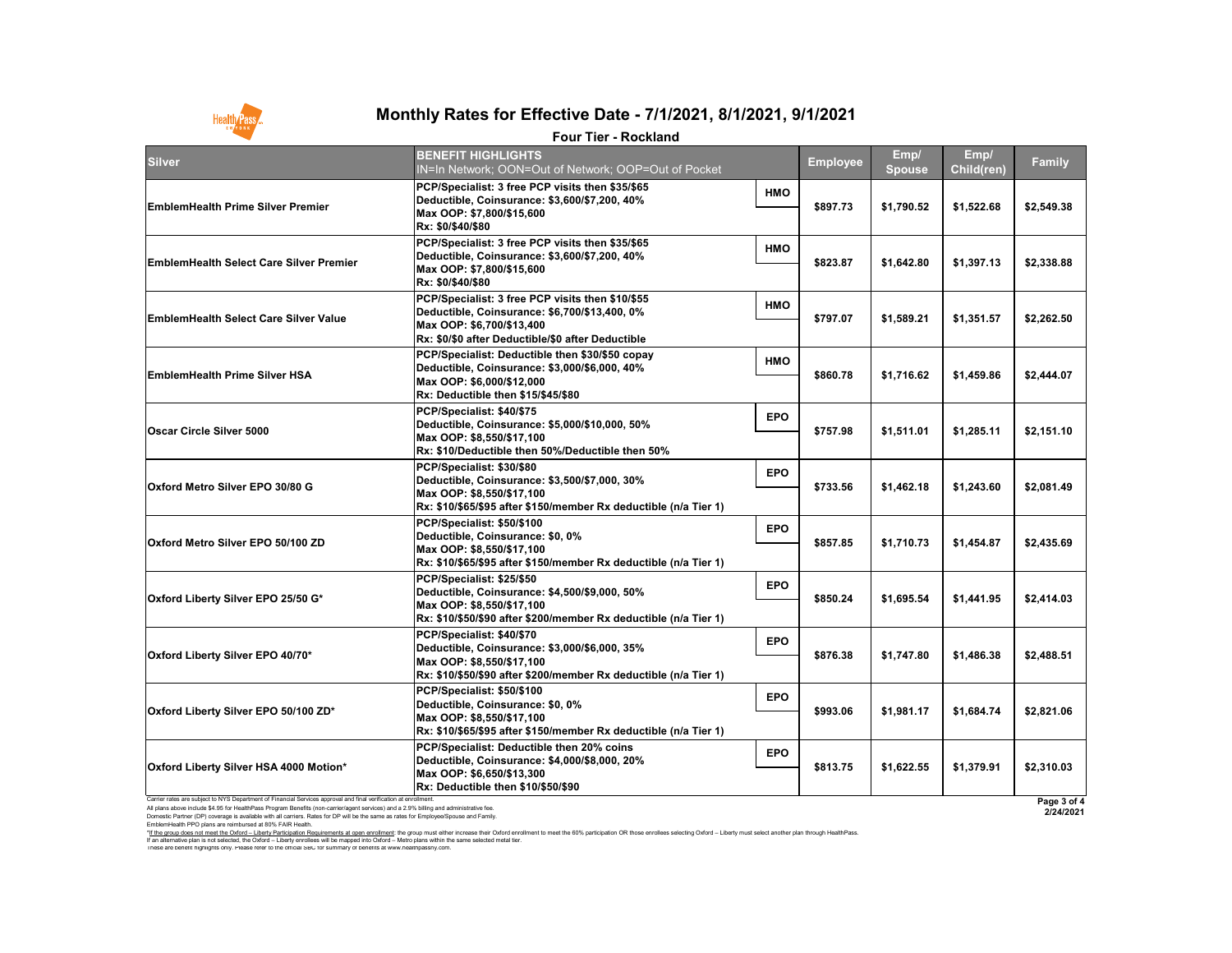# Monthly Rates for Effective Date - 7/1/2021, 8/1/2021, 9/1/2021

## Four Tier - Rockland

| Silver | BENEFIT HIGHLIGHTS<br>IN=In Network; OON=Out of Network; OOP=Out of Pocket | | Employee | Emp/ Spouse | Emp/ Child(ren) | Family |
|---|---|---|---|---|---|---|
| EmblemHealth Prime Silver Premier | PCP/Specialist: 3 free PCP visits then $35/$65<br>Deductible, Coinsurance: $3,600/$7,200, 40%<br>Max OOP: $7,800/$15,600<br>Rx: $0/$40/$80 | HMO | $897.73 | $1,790.52 | $1,522.68 | $2,549.38 |
| EmblemHealth Select Care Silver Premier | PCP/Specialist: 3 free PCP visits then $35/$65<br>Deductible, Coinsurance: $3,600/$7,200, 40%<br>Max OOP: $7,800/$15,600<br>Rx: $0/$40/$80 | HMO | $823.87 | $1,642.80 | $1,397.13 | $2,338.88 |
| EmblemHealth Select Care Silver Value | PCP/Specialist: 3 free PCP visits then $10/$55<br>Deductible, Coinsurance: $6,700/$13,400, 0%<br>Max OOP: $6,700/$13,400<br>Rx: $0/$0 after Deductible/$0 after Deductible | HMO | $797.07 | $1,589.21 | $1,351.57 | $2,262.50 |
| EmblemHealth Prime Silver HSA | PCP/Specialist: Deductible then $30/$50 copay<br>Deductible, Coinsurance: $3,000/$6,000, 40%<br>Max OOP: $6,000/$12,000<br>Rx: Deductible then $15/$45/$80 | HMO | $860.78 | $1,716.62 | $1,459.86 | $2,444.07 |
| Oscar Circle Silver 5000 | PCP/Specialist: $40/$75<br>Deductible, Coinsurance: $5,000/$10,000, 50%<br>Max OOP: $8,550/$17,100<br>Rx: $10/Deductible then 50%/Deductible then 50% | EPO | $757.98 | $1,511.01 | $1,285.11 | $2,151.10 |
| Oxford Metro Silver EPO 30/80 G | PCP/Specialist: $30/$80<br>Deductible, Coinsurance: $3,500/$7,000, 30%<br>Max OOP: $8,550/$17,100<br>Rx: $10/$65/$95 after $150/member Rx deductible (n/a Tier 1) | EPO | $733.56 | $1,462.18 | $1,243.60 | $2,081.49 |
| Oxford Metro Silver EPO 50/100 ZD | PCP/Specialist: $50/$100<br>Deductible, Coinsurance: $0, 0%<br>Max OOP: $8,550/$17,100<br>Rx: $10/$65/$95 after $150/member Rx deductible (n/a Tier 1) | EPO | $857.85 | $1,710.73 | $1,454.87 | $2,435.69 |
| Oxford Liberty Silver EPO 25/50 G* | PCP/Specialist: $25/$50<br>Deductible, Coinsurance: $4,500/$9,000, 50%<br>Max OOP: $8,550/$17,100<br>Rx: $10/$50/$90 after $200/member Rx deductible (n/a Tier 1) | EPO | $850.24 | $1,695.54 | $1,441.95 | $2,414.03 |
| Oxford Liberty Silver EPO 40/70* | PCP/Specialist: $40/$70<br>Deductible, Coinsurance: $3,000/$6,000, 35%<br>Max OOP: $8,550/$17,100<br>Rx: $10/$50/$90 after $200/member Rx deductible (n/a Tier 1) | EPO | $876.38 | $1,747.80 | $1,486.38 | $2,488.51 |
| Oxford Liberty Silver EPO 50/100 ZD* | PCP/Specialist: $50/$100<br>Deductible, Coinsurance: $0, 0%<br>Max OOP: $8,550/$17,100<br>Rx: $10/$65/$95 after $150/member Rx deductible (n/a Tier 1) | EPO | $993.06 | $1,981.17 | $1,684.74 | $2,821.06 |
| Oxford Liberty Silver HSA 4000 Motion* | PCP/Specialist: Deductible then 20% coins<br>Deductible, Coinsurance: $4,000/$8,000, 20%<br>Max OOP: $6,650/$13,300<br>Rx: Deductible then $10/$50/$90 | EPO | $813.75 | $1,622.55 | $1,379.91 | $2,310.03 |

Carrier rates are subject to NYS Department of Financial Services approval and final verification at enrollment.
All plans above include $4.95 for HealthPass Program Benefits (non-carrier/agent services) and a 2.9% billing and administrative fee.
Domestic Partner (DP) coverage is available with all carriers. Rates for DP will be the same as rates for Employee/Spouse and Family.
EmblemHealth PPO plans are reimbursed at 80% FAIR Health.
*If the group does not meet the Oxford – Liberty Participation Requirements at open enrollment: the group must either increase their Oxford enrollment to meet the 60% participation OR those enrollees selecting Oxford – Liberty must select another plan through HealthPass.
If an alternative plan is not selected, the Oxford – Liberty enrollees will be mapped into Oxford – Metro plans within the same selected metal tier.
These are benefit highlights only. Please refer to the official SBC for summary of benefits at www.healthpassny.com.

2/24/2021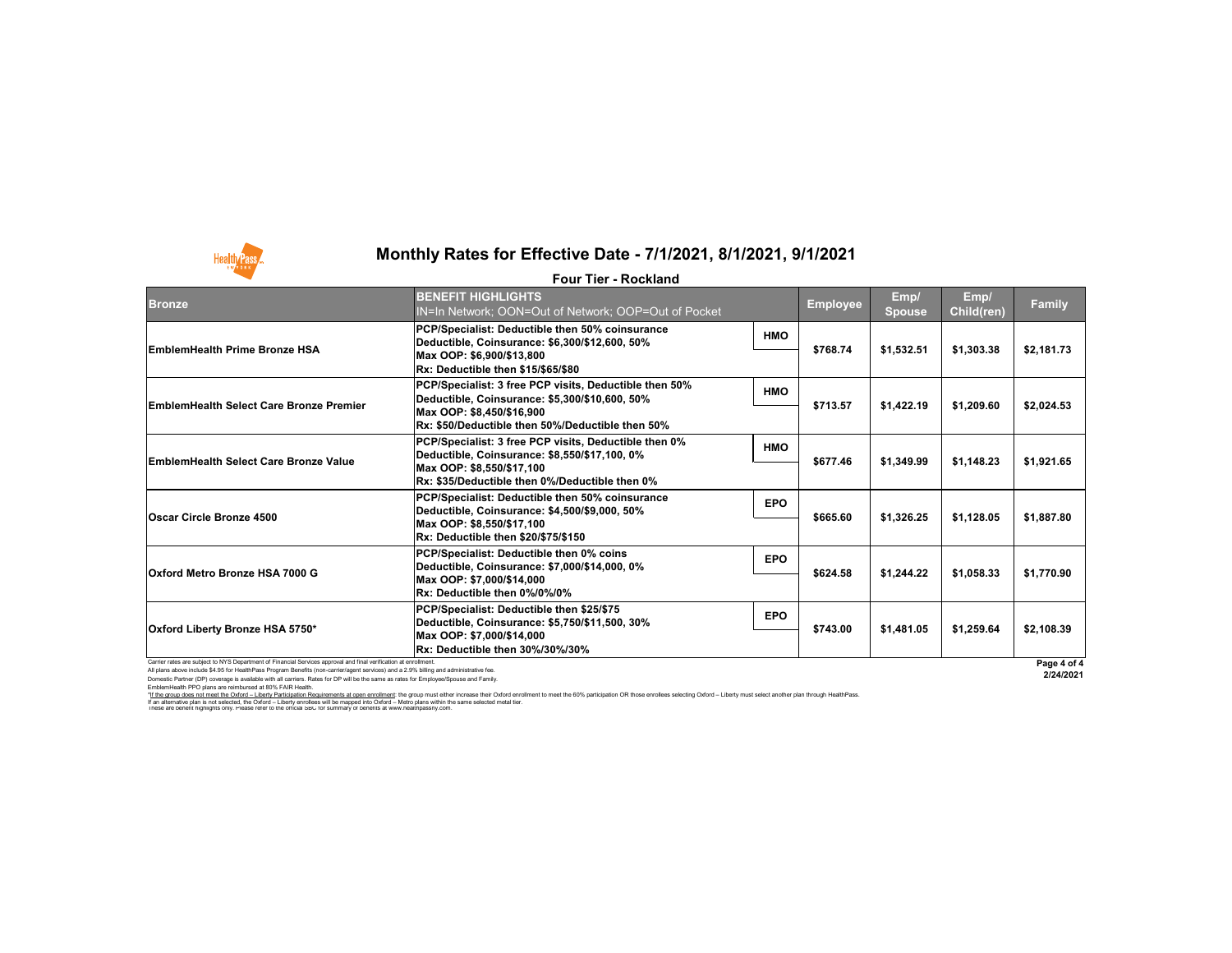# Monthly Rates for Effective Date - 7/1/2021, 8/1/2021, 9/1/2021

## Four Tier - Rockland

| Bronze | BENEFIT HIGHLIGHTS IN=In Network; OON=Out of Network; OOP=Out of Pocket | | Employee | Emp/ Spouse | Emp/ Child(ren) | Family |
|---|---|---|---|---|---|---|
| EmblemHealth Prime Bronze HSA | **PCP/Specialist: Deductible then 50% coinsurance** **Deductible, Coinsurance: $6,300/$12,600, 50%** **Max OOP: $6,900/$13,800** **Rx: Deductible then $15/$65/$80** | HMO | $768.74 | $1,532.51 | $1,303.38 | $2,181.73 |
| EmblemHealth Select Care Bronze Premier | **PCP/Specialist: 3 free PCP visits, Deductible then 50%** **Deductible, Coinsurance: $5,300/$10,600, 50%** **Max OOP: $8,450/$16,900** **Rx: $50/Deductible then 50%/Deductible then 50%** | HMO | $713.57 | $1,422.19 | $1,209.60 | $2,024.53 |
| EmblemHealth Select Care Bronze Value | **PCP/Specialist: 3 free PCP visits, Deductible then 0%** **Deductible, Coinsurance: $8,550/$17,100, 0%** **Max OOP: $8,550/$17,100** **Rx: $35/Deductible then 0%/Deductible then 0%** | HMO | $677.46 | $1,349.99 | $1,148.23 | $1,921.65 |
| Oscar Circle Bronze 4500 | **PCP/Specialist: Deductible then 50% coinsurance** **Deductible, Coinsurance: $4,500/$9,000, 50%** **Max OOP: $8,550/$17,100** **Rx: Deductible then $20/$75/$150** | EPO | $665.60 | $1,326.25 | $1,128.05 | $1,887.80 |
| Oxford Metro Bronze HSA 7000 G | **PCP/Specialist: Deductible then 0% coins** **Deductible, Coinsurance: $7,000/$14,000, 0%** **Max OOP: $7,000/$14,000** **Rx: Deductible then 0%/0%/0%** | EPO | $624.58 | $1,244.22 | $1,058.33 | $1,770.90 |
| Oxford Liberty Bronze HSA 5750* | **PCP/Specialist: Deductible then $25/$75** **Deductible, Coinsurance: $5,750/$11,500, 30%** **Max OOP: $7,000/$14,000** **Rx: Deductible then 30%/30%/30%** | EPO | $743.00 | $1,481.05 | $1,259.64 | $2,108.39 |

Carrier rates are subject to NYS Department of Financial Services approval and final verification at enrollment.
All plans above include $4.95 for HealthPass Program Benefits (non-carrier/agent services) and a 2.9% billing and administrative fee.
Domestic Partner (DP) coverage is available with all carriers. Rates for DP will be the same as rates for Employee/Spouse and Family.
EmblemHealth PPO plans are reimbursed at 80% FAIR Health.
*If the group does not meet the Oxford – Liberty Participation Requirements at open enrollment: the group must either increase their Oxford enrollment to meet the 60% participation OR those enrollees selecting Oxford – Liberty must select another plan through HealthPass.
If an alternative plan is not selected, the Oxford – Liberty enrollees will be mapped into Oxford – Metro plans within the same selected metal tier.
These are benefit highlights only. Please refer to the official SBC for summary of benefits at www.healthpassny.com.

2/24/2021